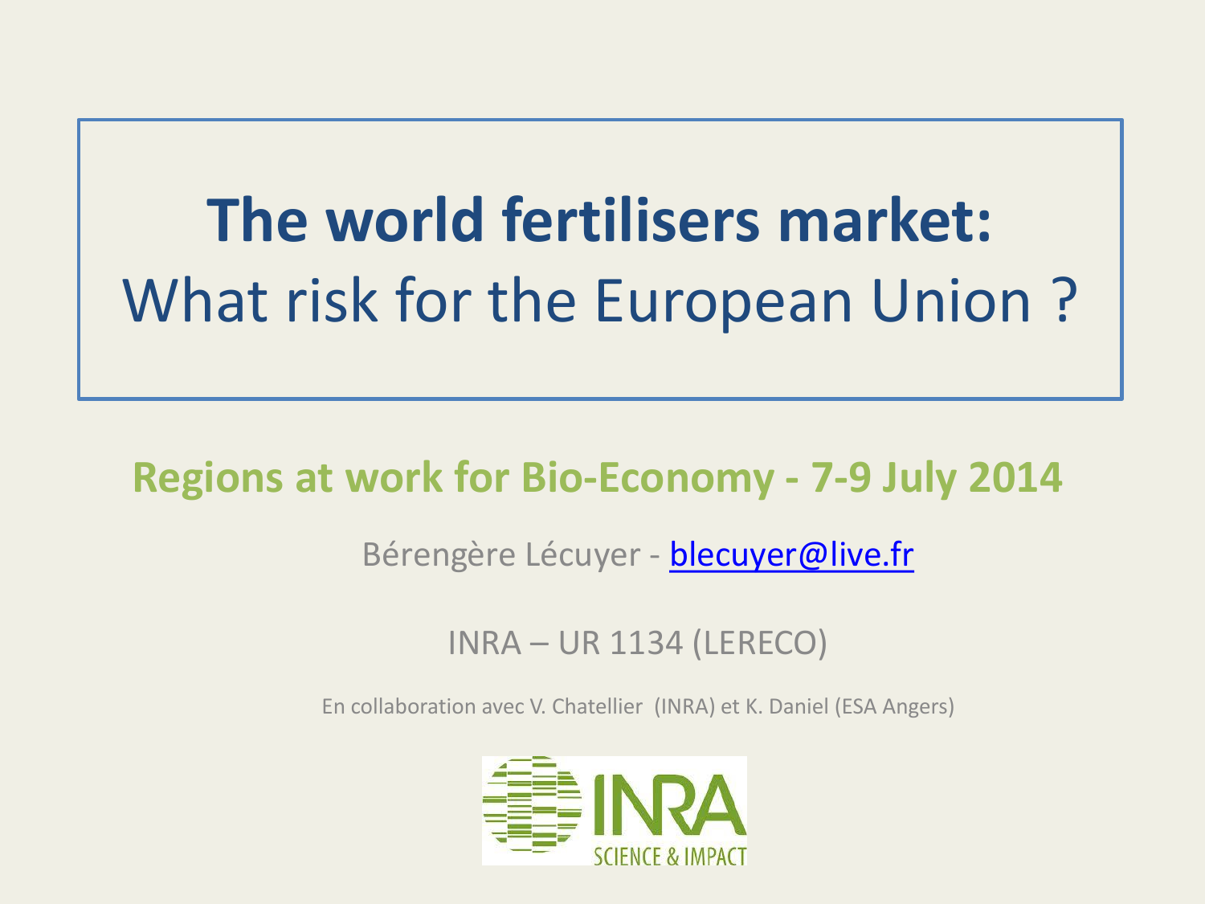# The world fertilisers market:
## What risk for the European Union ?

**Regions at work for Bio-Economy - 7-9 July 2014**

Bérengère Lécuyer - blecuyer@live.fr

INRA – UR 1134 (LERECO)

En collaboration avec V. Chatellier (INRA) et K. Daniel (ESA Angers)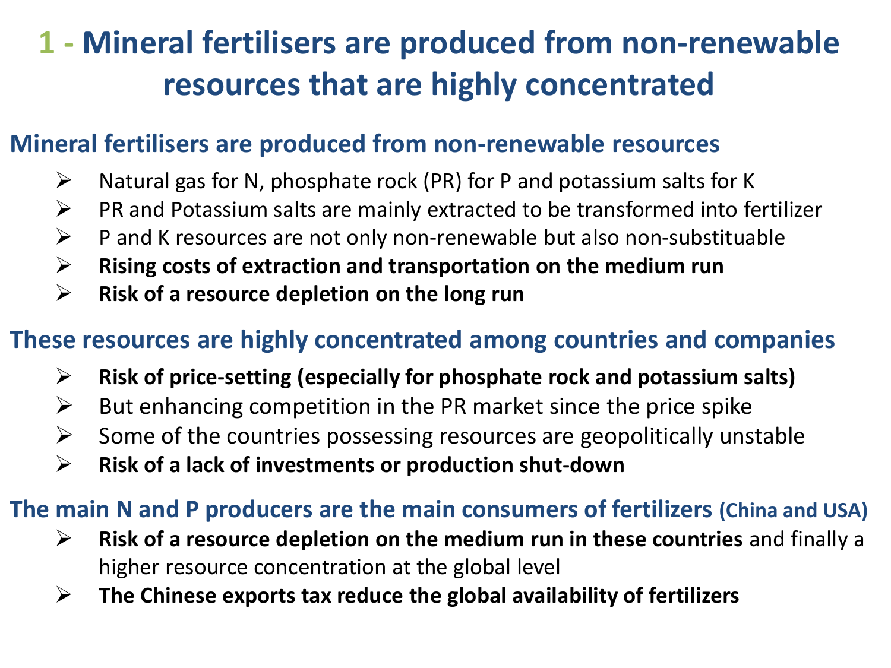# 1 - Mineral fertilisers are produced from non-renewable resources that are highly concentrated

## Mineral fertilisers are produced from non-renewable resources

- Natural gas for N, phosphate rock (PR) for P and potassium salts for K
- PR and Potassium salts are mainly extracted to be transformed into fertilizer
- P and K resources are not only non-renewable but also non-substituable
- **Rising costs of extraction and transportation on the medium run**
- **Risk of a resource depletion on the long run**

## These resources are highly concentrated among countries and companies

- **Risk of price-setting (especially for phosphate rock and potassium salts)**
- But enhancing competition in the PR market since the price spike
- Some of the countries possessing resources are geopolitically unstable
- **Risk of a lack of investments or production shut-down**

## The main N and P producers are the main consumers of fertilizers (China and USA)

- **Risk of a resource depletion on the medium run in these countries** and finally a higher resource concentration at the global level
- **The Chinese exports tax reduce the global availability of fertilizers**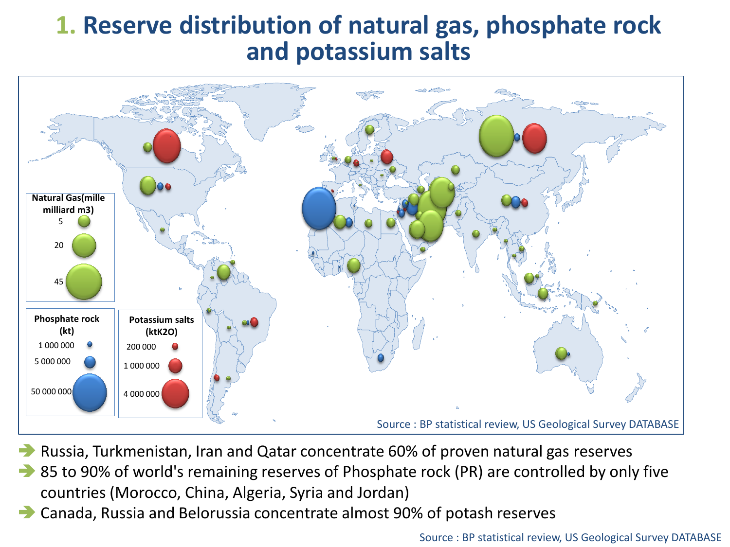# 1. Reserve distribution of natural gas, phosphate rock and potassium salts

Natural Gas(mille milliard m3)

- 5
- 20
- 45

Phosphate rock (kt)

- 1 000 000
- 5 000 000
- 50 000 000

Potassium salts (ktK2O)

- 200 000
- 1 000 000
- 4 000 000

Source : BP statistical review, US Geological Survey DATABASE

- Russia, Turkmenistan, Iran and Qatar concentrate 60% of proven natural gas reserves
- 85 to 90% of world's remaining reserves of Phosphate rock (PR) are controlled by only five countries (Morocco, China, Algeria, Syria and Jordan)
- Canada, Russia and Belorussia concentrate almost 90% of potash reserves

Source : BP statistical review, US Geological Survey DATABASE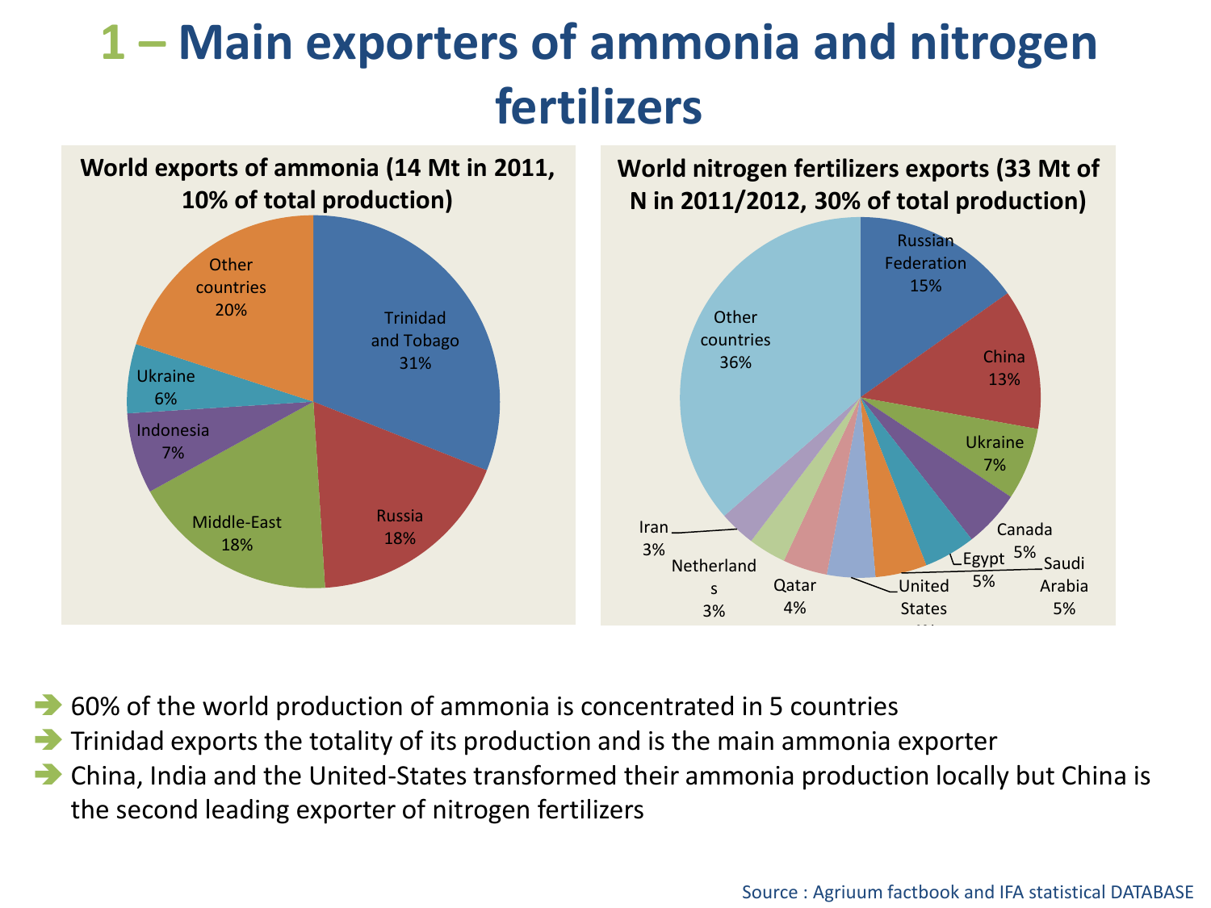# 1 – Main exporters of ammonia and nitrogen fertilizers

**World exports of ammonia (14 Mt in 2011, 10% of total production)**

| Country | Share |
|---|---|
| Trinidad and Tobago | 31% |
| Russia | 18% |
| Middle-East | 18% |
| Indonesia | 7% |
| Ukraine | 6% |
| Other countries | 20% |

**World nitrogen fertilizers exports (33 Mt of N in 2011/2012, 30% of total production)**

| Country | Share |
|---|---|
| Russian Federation | 15% |
| China | 13% |
| Ukraine | 7% |
| Canada | 5% |
| Egypt | 5% |
| Saudi Arabia | 5% |
| United States | |
| Qatar | 4% |
| Netherlands | 3% |
| Iran | 3% |
| Other countries | 36% |

- 60% of the world production of ammonia is concentrated in 5 countries
- Trinidad exports the totality of its production and is the main ammonia exporter
- China, India and the United-States transformed their ammonia production locally but China is the second leading exporter of nitrogen fertilizers

Source : Agriuum factbook and IFA statistical DATABASE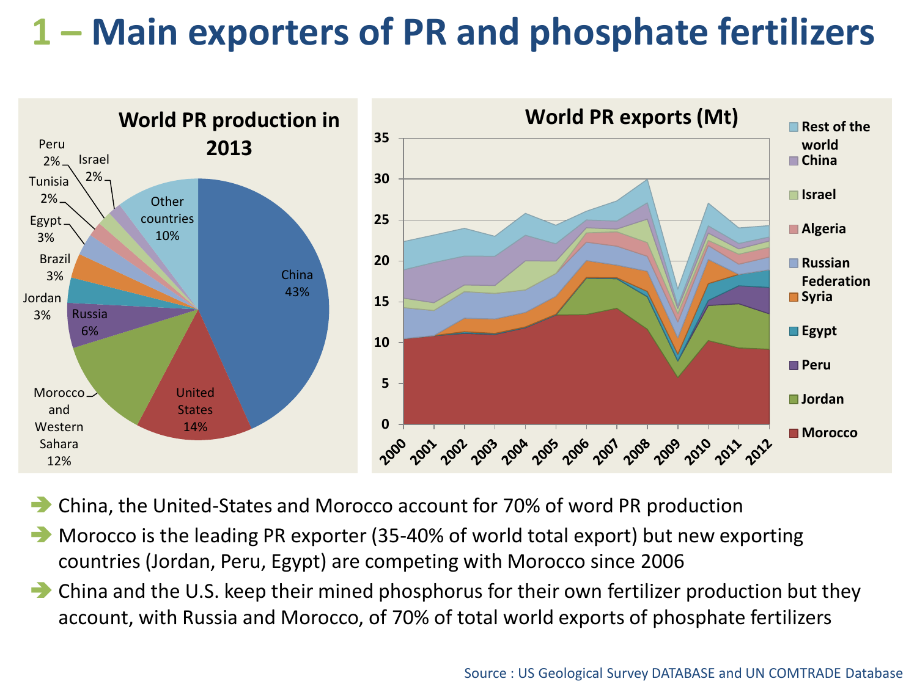# 1 – Main exporters of PR and phosphate fertilizers

**World PR production in 2013**

China 43%, United States 14%, Morocco and Western Sahara 12%, Russia 6%, Jordan 3%, Brazil 3%, Egypt 3%, Tunisia 2%, Peru 2%, Israel 2%, Other countries 10%

**World PR exports (Mt)**

Legend: Rest of the world, China, Israel, Algeria, Russian Federation, Syria, Egypt, Peru, Jordan, Morocco

- China, the United-States and Morocco account for 70% of word PR production
- Morocco is the leading PR exporter (35-40% of world total export) but new exporting countries (Jordan, Peru, Egypt) are competing with Morocco since 2006
- China and the U.S. keep their mined phosphorus for their own fertilizer production but they account, with Russia and Morocco, of 70% of total world exports of phosphate fertilizers

Source : US Geological Survey DATABASE and UN COMTRADE Database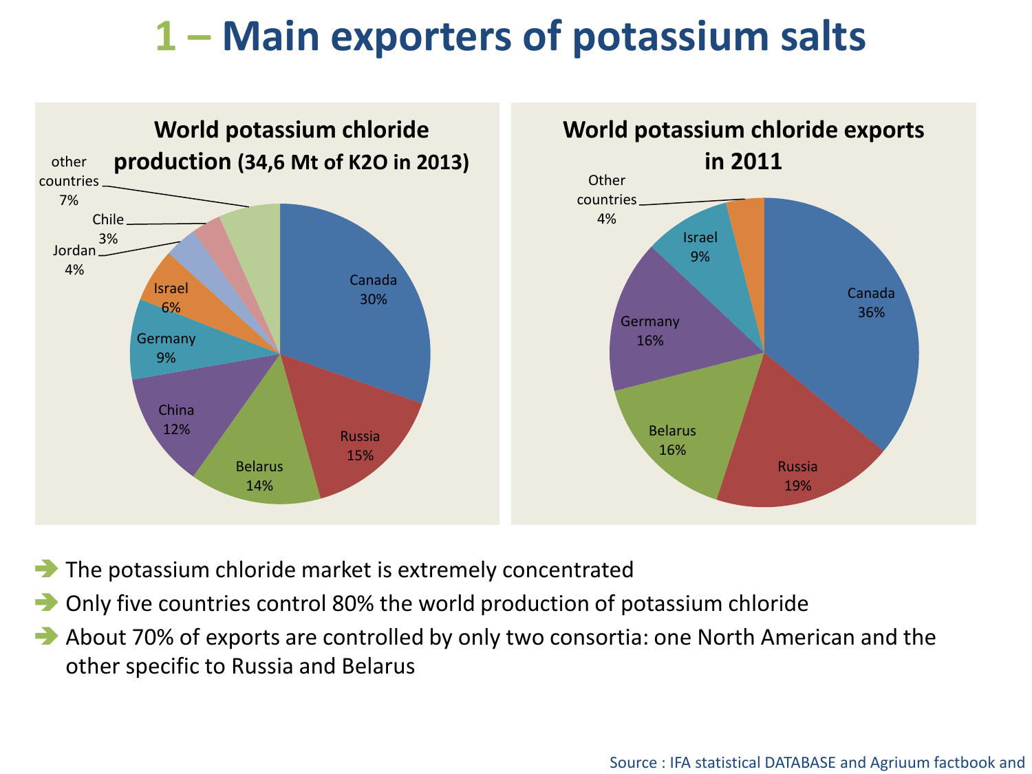# 1 – Main exporters of potassium salts

**World potassium chloride production (34,6 Mt of K2O in 2013)**

| Country | Share |
| --- | --- |
| Canada | 30% |
| Russia | 15% |
| Belarus | 14% |
| China | 12% |
| Germany | 9% |
| Israel | 6% |
| Jordan | 4% |
| Chile | 3% |
| other countries | 7% |

**World potassium chloride exports in 2011**

| Country | Share |
| --- | --- |
| Canada | 36% |
| Russia | 19% |
| Belarus | 16% |
| Germany | 16% |
| Israel | 9% |
| Other countries | 4% |

- The potassium chloride market is extremely concentrated
- Only five countries control 80% the world production of potassium chloride
- About 70% of exports are controlled by only two consortia: one North American and the other specific to Russia and Belarus

Source : IFA statistical DATABASE and Agriuum factbook and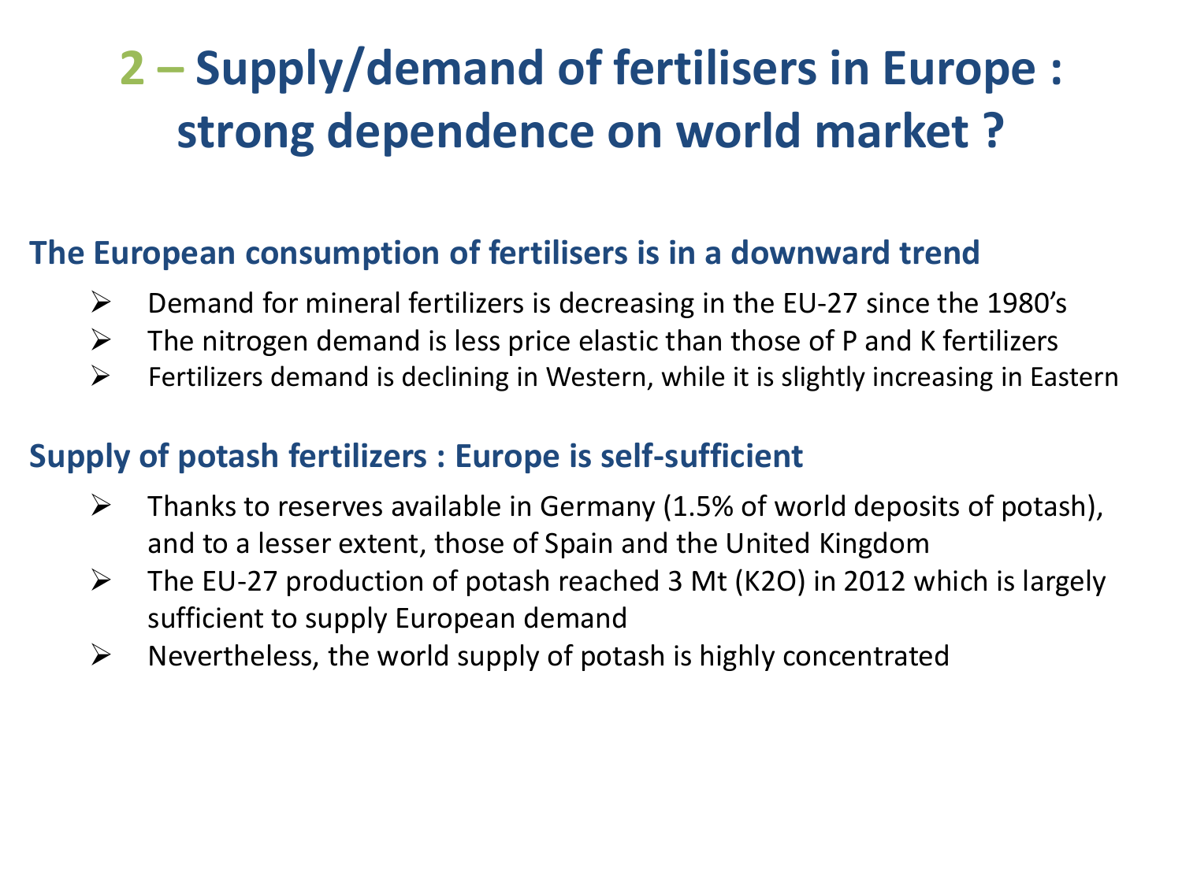# 2 – Supply/demand of fertilisers in Europe : strong dependence on world market ?

## The European consumption of fertilisers is in a downward trend

- Demand for mineral fertilizers is decreasing in the EU-27 since the 1980's
- The nitrogen demand is less price elastic than those of P and K fertilizers
- Fertilizers demand is declining in Western, while it is slightly increasing in Eastern

## Supply of potash fertilizers : Europe is self-sufficient

- Thanks to reserves available in Germany (1.5% of world deposits of potash), and to a lesser extent, those of Spain and the United Kingdom
- The EU-27 production of potash reached 3 Mt ($K_2O$) in 2012 which is largely sufficient to supply European demand
- Nevertheless, the world supply of potash is highly concentrated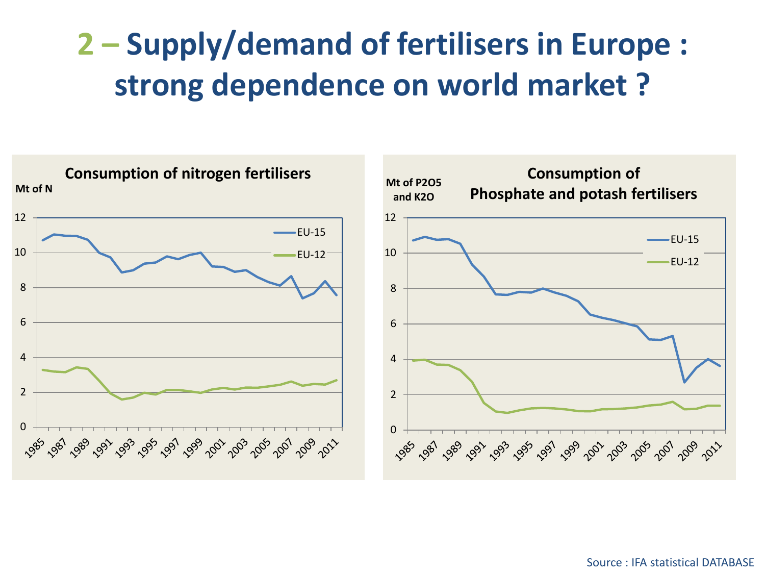# 2 – Supply/demand of fertilisers in Europe : strong dependence on world market ?

**Consumption of nitrogen fertilisers**

Mt of N

EU-15, EU-12

**Consumption of Phosphate and potash fertilisers**

Mt of $P_2O_5$ and $K_2O$

EU-15, EU-12

Source : IFA statistical DATABASE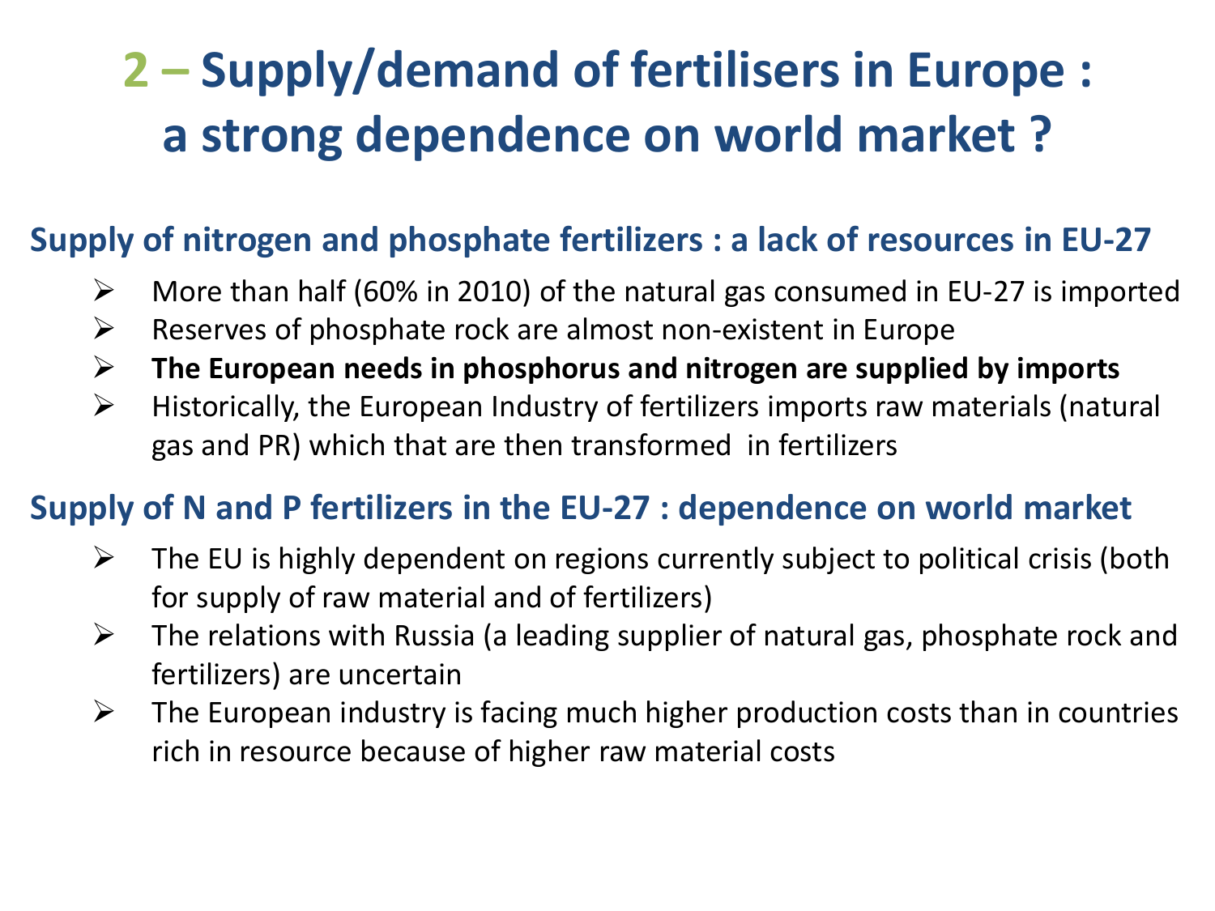# 2 – Supply/demand of fertilisers in Europe : a strong dependence on world market ?

## Supply of nitrogen and phosphate fertilizers : a lack of resources in EU-27

- More than half (60% in 2010) of the natural gas consumed in EU-27 is imported
- Reserves of phosphate rock are almost non-existent in Europe
- **The European needs in phosphorus and nitrogen are supplied by imports**
- Historically, the European Industry of fertilizers imports raw materials (natural gas and PR) which that are then transformed in fertilizers

## Supply of N and P fertilizers in the EU-27 : dependence on world market

- The EU is highly dependent on regions currently subject to political crisis (both for supply of raw material and of fertilizers)
- The relations with Russia (a leading supplier of natural gas, phosphate rock and fertilizers) are uncertain
- The European industry is facing much higher production costs than in countries rich in resource because of higher raw material costs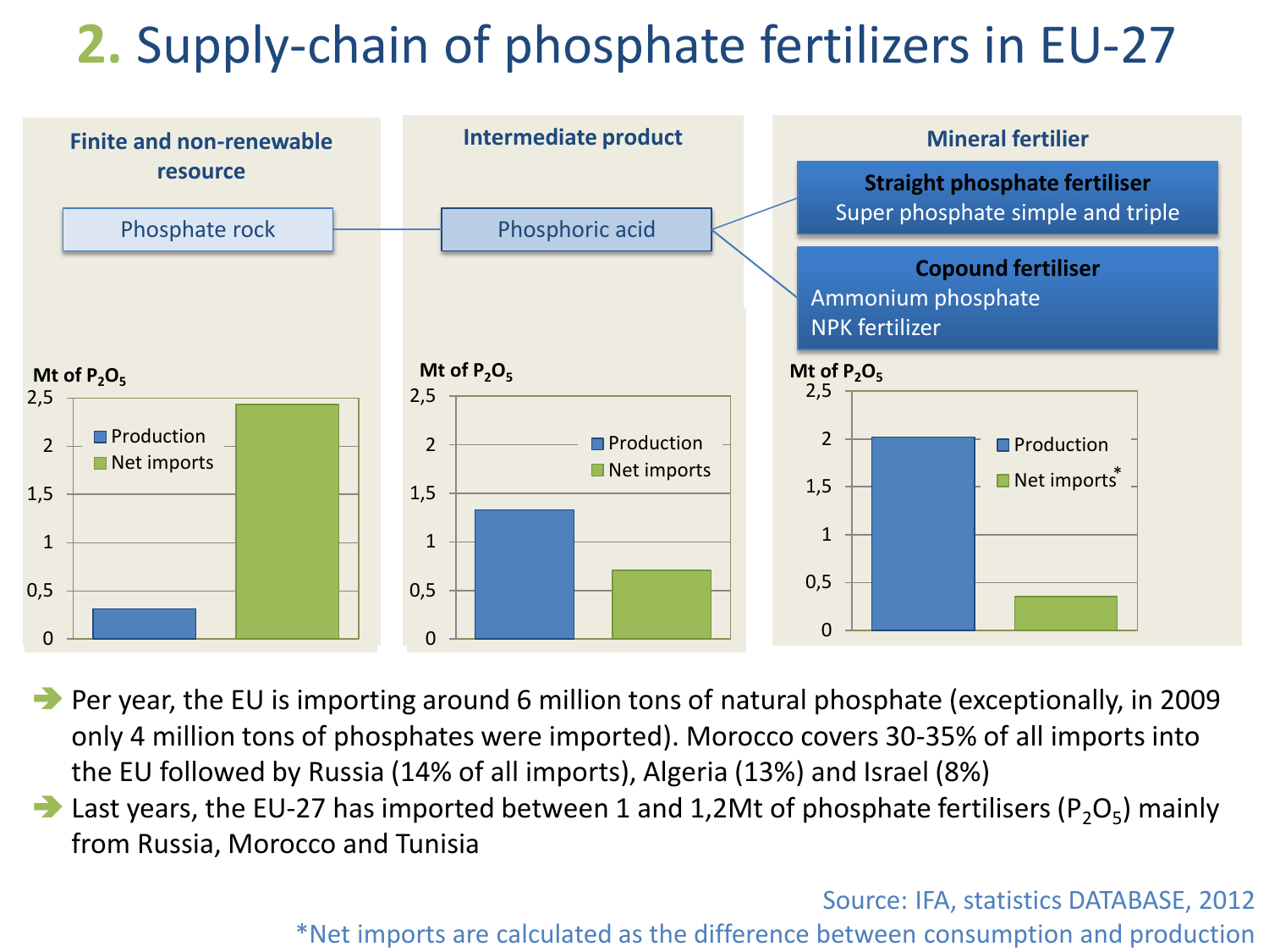# 2. Supply-chain of phosphate fertilizers in EU-27

**Finite and non-renewable resource**

Phosphate rock

**Intermediate product**

Phosphoric acid

**Mineral fertilier**

**Straight phosphate fertiliser**
Super phosphate simple and triple

**Copound fertiliser**
Ammonium phosphate
NPK fertilizer

Mt of $P_2O_5$

| | Production | Net imports |
|---|---|---|
| Phosphate rock | ~0.3 | ~2.4 |
| Phosphoric acid | ~1.3 | ~0.7 |
| Mineral fertilier | ~2.0 | ~0.35 (Net imports*) |

- Per year, the EU is importing around 6 million tons of natural phosphate (exceptionally, in 2009 only 4 million tons of phosphates were imported). Morocco covers 30-35% of all imports into the EU followed by Russia (14% of all imports), Algeria (13%) and Israel (8%)
- Last years, the EU-27 has imported between 1 and 1,2Mt of phosphate fertilisers ($P_2O_5$) mainly from Russia, Morocco and Tunisia

Source: IFA, statistics DATABASE, 2012

*Net imports are calculated as the difference between consumption and production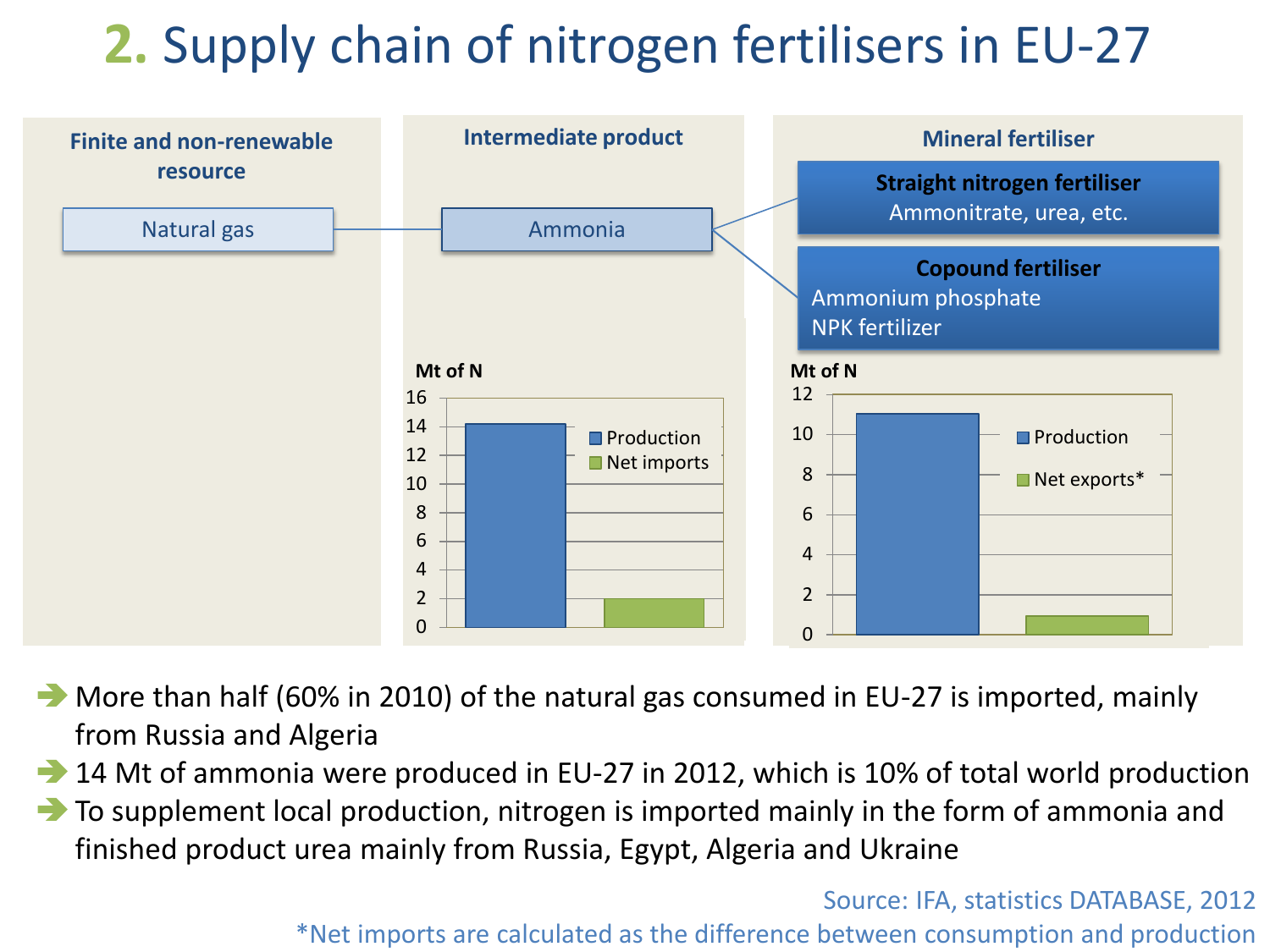# 2. Supply chain of nitrogen fertilisers in EU-27

**Finite and non-renewable resource**

Natural gas

**Intermediate product**

Ammonia

**Mineral fertiliser**

**Straight nitrogen fertiliser**
Ammonitrate, urea, etc.

**Copound fertiliser**
Ammonium phosphate
NPK fertilizer

**Mt of N**

| | Mt of N |
|---|---|
| Production | 14 |
| Net imports | 2 |

**Mt of N**

| | Mt of N |
|---|---|
| Production | 11 |
| Net exports* | 1 |

- More than half (60% in 2010) of the natural gas consumed in EU-27 is imported, mainly from Russia and Algeria
- 14 Mt of ammonia were produced in EU-27 in 2012, which is 10% of total world production
- To supplement local production, nitrogen is imported mainly in the form of ammonia and finished product urea mainly from Russia, Egypt, Algeria and Ukraine

Source: IFA, statistics DATABASE, 2012

*Net imports are calculated as the difference between consumption and production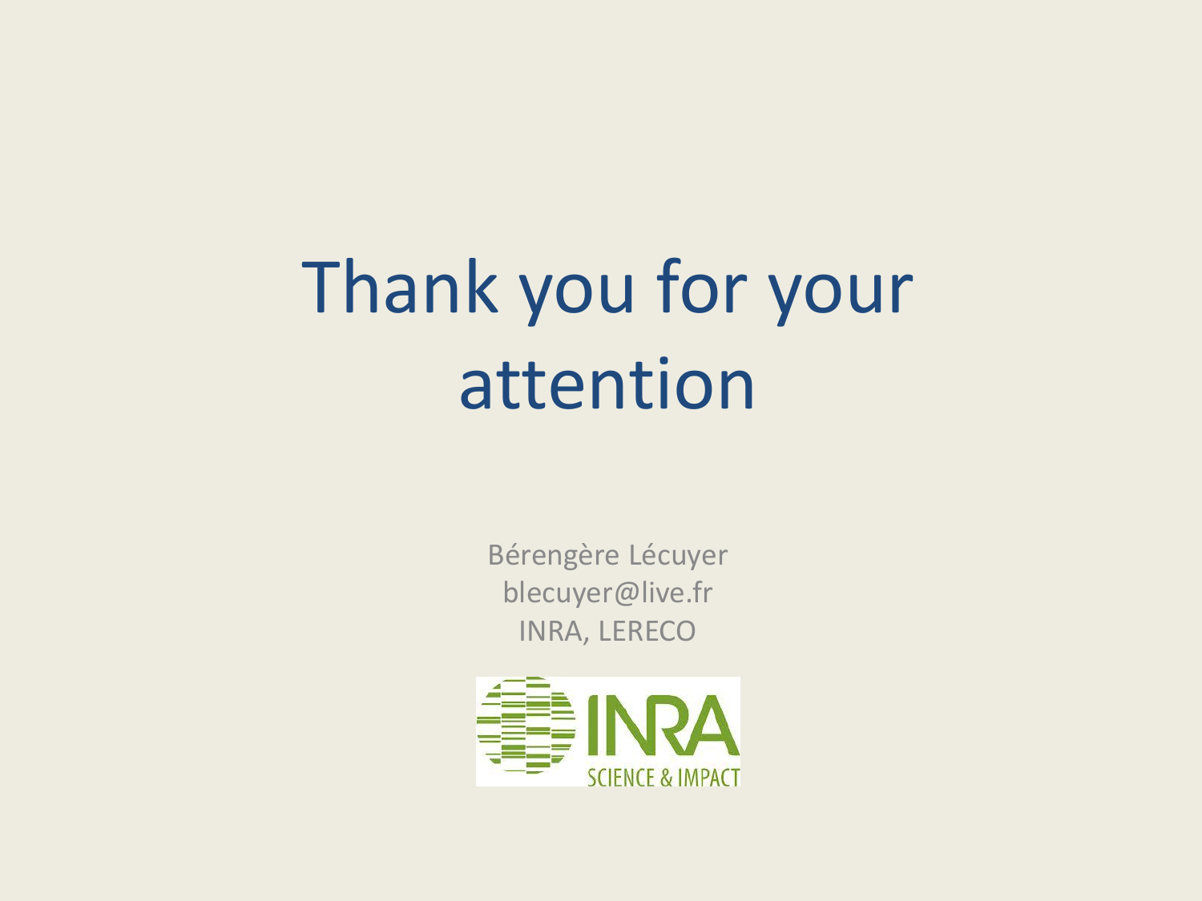# Thank you for your attention

Bérengère Lécuyer
blecuyer@live.fr
INRA, LERECO

INRA
SCIENCE & IMPACT